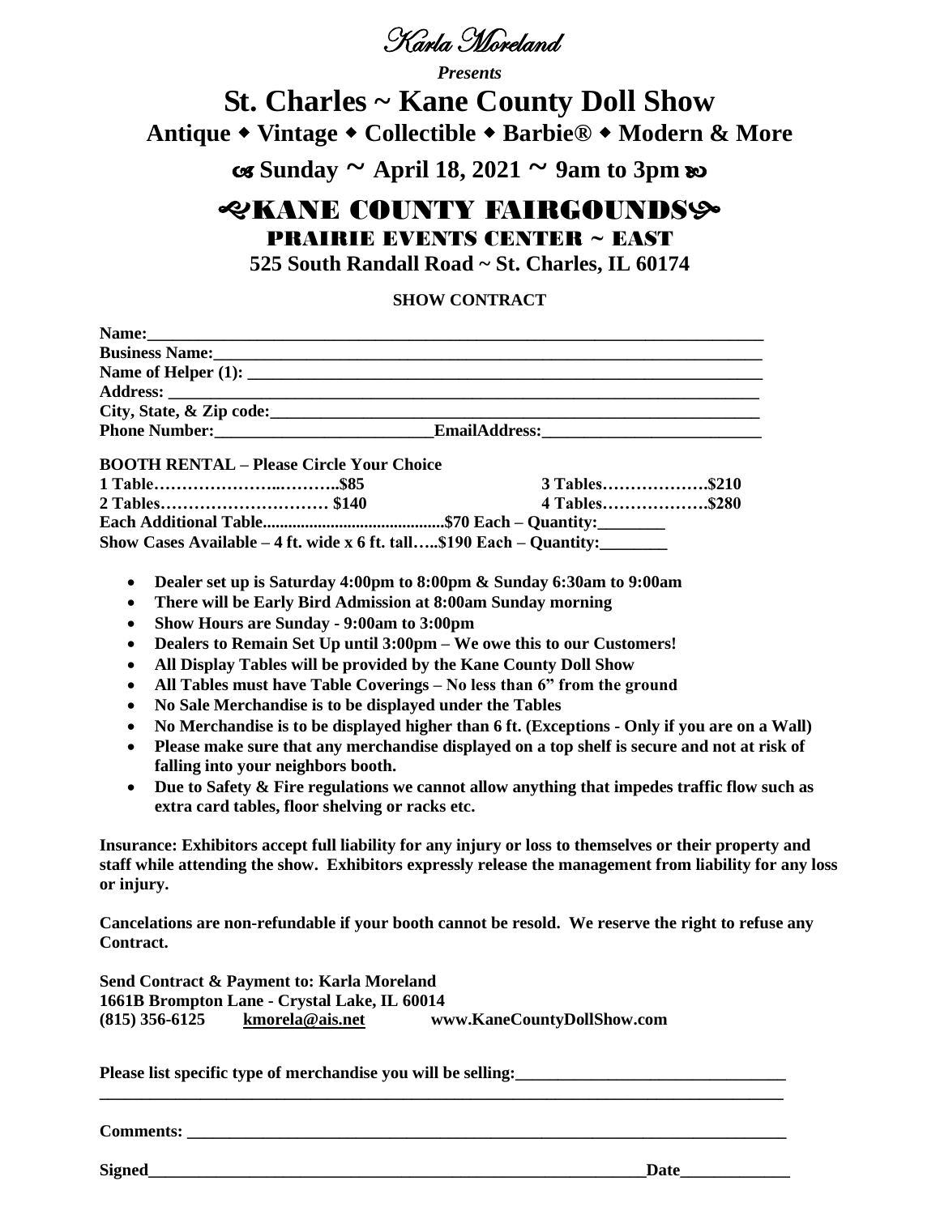*Karla Moreland*

***Presents***

# St. Charles ~ Kane County Doll Show

## Antique ◆ Vintage ◆ Collectible ◆ Barbie® ◆ Modern & More

## ☙ Sunday ~ April 18, 2021 ~ 9am to 3pm ❧

## ☙KANE COUNTY FAIRGOUNDS❧

### PRAIRIE EVENTS CENTER ~ EAST

**525 South Randall Road ~ St. Charles, IL 60174**

**SHOW CONTRACT**

**Name:**_______________________________________________________________________________

**Business Name:**_______________________________________________________________________

**Name of Helper (1):** ___________________________________________________________________

**Address:** _____________________________________________________________________________

**City, State, & Zip code:**_________________________________________________________________

**Phone Number:**__________________________**EmailAddress:**___________________________

**BOOTH RENTAL – Please Circle Your Choice**

| | |
|---|---|
| **1 Table………………..……….$85** | **3 Tables……………….$210** |
| **2 Tables………………………… $140** | **4 Tables……………….$280** |

**Each Additional Table..........................................$70 Each – Quantity:________**

**Show Cases Available – 4 ft. wide x 6 ft. tall…..$190 Each – Quantity:________**

- **Dealer set up is Saturday 4:00pm to 8:00pm & Sunday 6:30am to 9:00am**
- **There will be Early Bird Admission at 8:00am Sunday morning**
- **Show Hours are Sunday - 9:00am to 3:00pm**
- **Dealers to Remain Set Up until 3:00pm – We owe this to our Customers!**
- **All Display Tables will be provided by the Kane County Doll Show**
- **All Tables must have Table Coverings – No less than 6" from the ground**
- **No Sale Merchandise is to be displayed under the Tables**
- **No Merchandise is to be displayed higher than 6 ft. (Exceptions - Only if you are on a Wall)**
- **Please make sure that any merchandise displayed on a top shelf is secure and not at risk of falling into your neighbors booth.**
- **Due to Safety & Fire regulations we cannot allow anything that impedes traffic flow such as extra card tables, floor shelving or racks etc.**

**Insurance: Exhibitors accept full liability for any injury or loss to themselves or their property and staff while attending the show. Exhibitors expressly release the management from liability for any loss or injury.**

**Cancelations are non-refundable if your booth cannot be resold. We reserve the right to refuse any Contract.**

**Send Contract & Payment to: Karla Moreland**
**1661B Brompton Lane - Crystal Lake, IL 60014**
**(815) 356-6125 kmorela@ais.net www.KaneCountyDollShow.com**

**Please list specific type of merchandise you will be selling:**________________________________
_____________________________________________________________________________________

**Comments:** ___________________________________________________________________________

**Signed**_______________________________________________________________**Date**_____________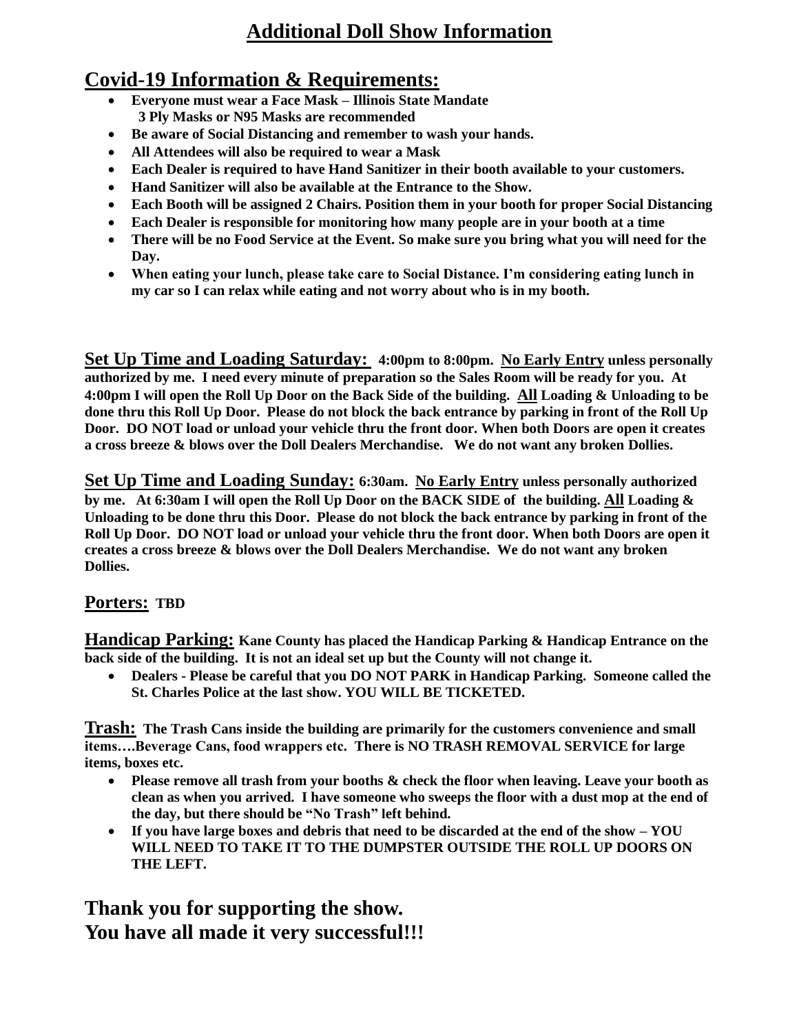# Additional Doll Show Information

## Covid-19 Information & Requirements:

- **Everyone must wear a Face Mask – Illinois State Mandate**
  **3 Ply Masks or N95 Masks are recommended**
- **Be aware of Social Distancing and remember to wash your hands.**
- **All Attendees will also be required to wear a Mask**
- **Each Dealer is required to have Hand Sanitizer in their booth available to your customers.**
- **Hand Sanitizer will also be available at the Entrance to the Show.**
- **Each Booth will be assigned 2 Chairs. Position them in your booth for proper Social Distancing**
- **Each Dealer is responsible for monitoring how many people are in your booth at a time**
- **There will be no Food Service at the Event. So make sure you bring what you will need for the Day.**
- **When eating your lunch, please take care to Social Distance. I'm considering eating lunch in my car so I can relax while eating and not worry about who is in my booth.**

**Set Up Time and Loading Saturday:** **4:00pm to 8:00pm. No Early Entry unless personally authorized by me. I need every minute of preparation so the Sales Room will be ready for you. At 4:00pm I will open the Roll Up Door on the Back Side of the building. All Loading & Unloading to be done thru this Roll Up Door. Please do not block the back entrance by parking in front of the Roll Up Door. DO NOT load or unload your vehicle thru the front door. When both Doors are open it creates a cross breeze & blows over the Doll Dealers Merchandise. We do not want any broken Dollies.**

**Set Up Time and Loading Sunday:** **6:30am. No Early Entry unless personally authorized by me. At 6:30am I will open the Roll Up Door on the BACK SIDE of the building. All Loading & Unloading to be done thru this Door. Please do not block the back entrance by parking in front of the Roll Up Door. DO NOT load or unload your vehicle thru the front door. When both Doors are open it creates a cross breeze & blows over the Doll Dealers Merchandise. We do not want any broken Dollies.**

**Porters:** **TBD**

**Handicap Parking:** **Kane County has placed the Handicap Parking & Handicap Entrance on the back side of the building. It is not an ideal set up but the County will not change it.**

- **Dealers - Please be careful that you DO NOT PARK in Handicap Parking. Someone called the St. Charles Police at the last show. YOU WILL BE TICKETED.**

**Trash:** **The Trash Cans inside the building are primarily for the customers convenience and small items….Beverage Cans, food wrappers etc. There is NO TRASH REMOVAL SERVICE for large items, boxes etc.**

- **Please remove all trash from your booths & check the floor when leaving. Leave your booth as clean as when you arrived. I have someone who sweeps the floor with a dust mop at the end of the day, but there should be "No Trash" left behind.**
- **If you have large boxes and debris that need to be discarded at the end of the show – YOU WILL NEED TO TAKE IT TO THE DUMPSTER OUTSIDE THE ROLL UP DOORS ON THE LEFT.**

## Thank you for supporting the show.
## You have all made it very successful!!!